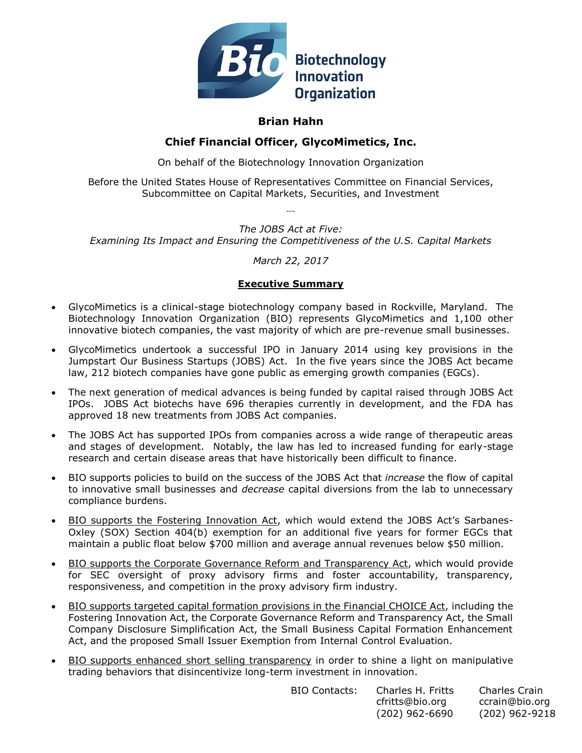Biotechnology Innovation Organization

**Brian Hahn**

**Chief Financial Officer, GlycoMimetics, Inc.**

On behalf of the Biotechnology Innovation Organization

Before the United States House of Representatives Committee on Financial Services, Subcommittee on Capital Markets, Securities, and Investment

---

*The JOBS Act at Five: Examining Its Impact and Ensuring the Competitiveness of the U.S. Capital Markets*

*March 22, 2017*

## Executive Summary

- GlycoMimetics is a clinical-stage biotechnology company based in Rockville, Maryland. The Biotechnology Innovation Organization (BIO) represents GlycoMimetics and 1,100 other innovative biotech companies, the vast majority of which are pre-revenue small businesses.
- GlycoMimetics undertook a successful IPO in January 2014 using key provisions in the Jumpstart Our Business Startups (JOBS) Act. In the five years since the JOBS Act became law, 212 biotech companies have gone public as emerging growth companies (EGCs).
- The next generation of medical advances is being funded by capital raised through JOBS Act IPOs. JOBS Act biotechs have 696 therapies currently in development, and the FDA has approved 18 new treatments from JOBS Act companies.
- The JOBS Act has supported IPOs from companies across a wide range of therapeutic areas and stages of development. Notably, the law has led to increased funding for early-stage research and certain disease areas that have historically been difficult to finance.
- BIO supports policies to build on the success of the JOBS Act that *increase* the flow of capital to innovative small businesses and *decrease* capital diversions from the lab to unnecessary compliance burdens.
- BIO supports the Fostering Innovation Act, which would extend the JOBS Act's Sarbanes-Oxley (SOX) Section 404(b) exemption for an additional five years for former EGCs that maintain a public float below $700 million and average annual revenues below $50 million.
- BIO supports the Corporate Governance Reform and Transparency Act, which would provide for SEC oversight of proxy advisory firms and foster accountability, transparency, responsiveness, and competition in the proxy advisory firm industry.
- BIO supports targeted capital formation provisions in the Financial CHOICE Act, including the Fostering Innovation Act, the Corporate Governance Reform and Transparency Act, the Small Company Disclosure Simplification Act, the Small Business Capital Formation Enhancement Act, and the proposed Small Issuer Exemption from Internal Control Evaluation.
- BIO supports enhanced short selling transparency in order to shine a light on manipulative trading behaviors that disincentivize long-term investment in innovation.

| BIO Contacts: | Charles H. Fritts | Charles Crain |
|---|---|---|
| | cfritts@bio.org | ccrain@bio.org |
| | (202) 962-6690 | (202) 962-9218 |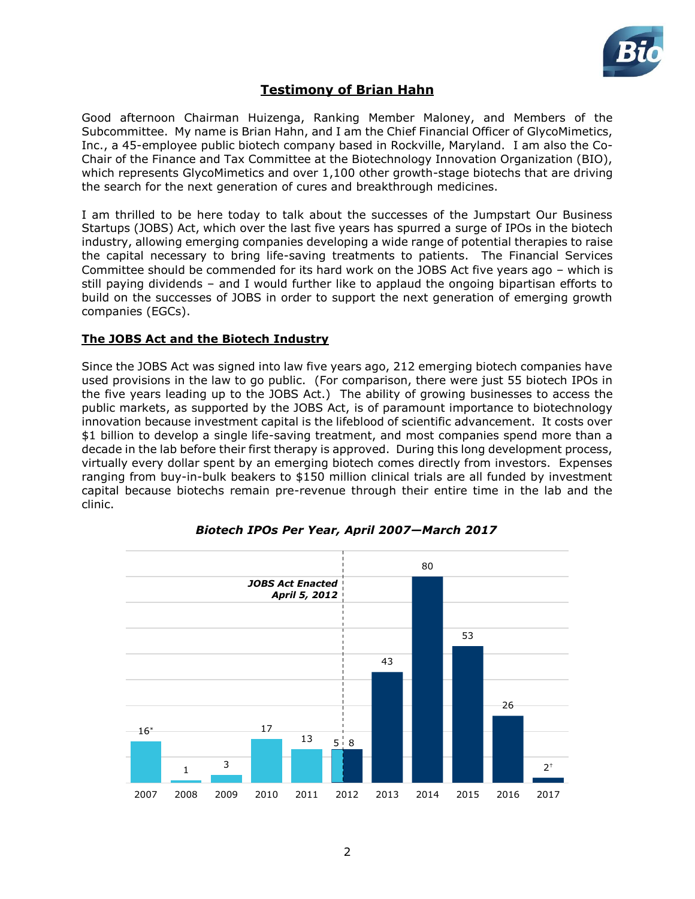## Testimony of Brian Hahn

Good afternoon Chairman Huizenga, Ranking Member Maloney, and Members of the Subcommittee. My name is Brian Hahn, and I am the Chief Financial Officer of GlycoMimetics, Inc., a 45-employee public biotech company based in Rockville, Maryland. I am also the Co-Chair of the Finance and Tax Committee at the Biotechnology Innovation Organization (BIO), which represents GlycoMimetics and over 1,100 other growth-stage biotechs that are driving the search for the next generation of cures and breakthrough medicines.

I am thrilled to be here today to talk about the successes of the Jumpstart Our Business Startups (JOBS) Act, which over the last five years has spurred a surge of IPOs in the biotech industry, allowing emerging companies developing a wide range of potential therapies to raise the capital necessary to bring life-saving treatments to patients. The Financial Services Committee should be commended for its hard work on the JOBS Act five years ago – which is still paying dividends – and I would further like to applaud the ongoing bipartisan efforts to build on the successes of JOBS in order to support the next generation of emerging growth companies (EGCs).

### The JOBS Act and the Biotech Industry

Since the JOBS Act was signed into law five years ago, 212 emerging biotech companies have used provisions in the law to go public. (For comparison, there were just 55 biotech IPOs in the five years leading up to the JOBS Act.) The ability of growing businesses to access the public markets, as supported by the JOBS Act, is of paramount importance to biotechnology innovation because investment capital is the lifeblood of scientific advancement. It costs over $1 billion to develop a single life-saving treatment, and most companies spend more than a decade in the lab before their first therapy is approved. During this long development process, virtually every dollar spent by an emerging biotech comes directly from investors. Expenses ranging from buy-in-bulk beakers to $150 million clinical trials are all funded by investment capital because biotechs remain pre-revenue through their entire time in the lab and the clinic.

***Biotech IPOs Per Year, April 2007—March 2017***

*JOBS Act Enacted April 5, 2012*

| Year | Biotech IPOs |
|---|---|
| 2007 | 16* |
| 2008 | 1 |
| 2009 | 3 |
| 2010 | 17 |
| 2011 | 13 |
| 2012 (before JOBS Act) | 5 |
| 2012 (after JOBS Act) | 8 |
| 2013 | 43 |
| 2014 | 80 |
| 2015 | 53 |
| 2016 | 26 |
| 2017 | 2† |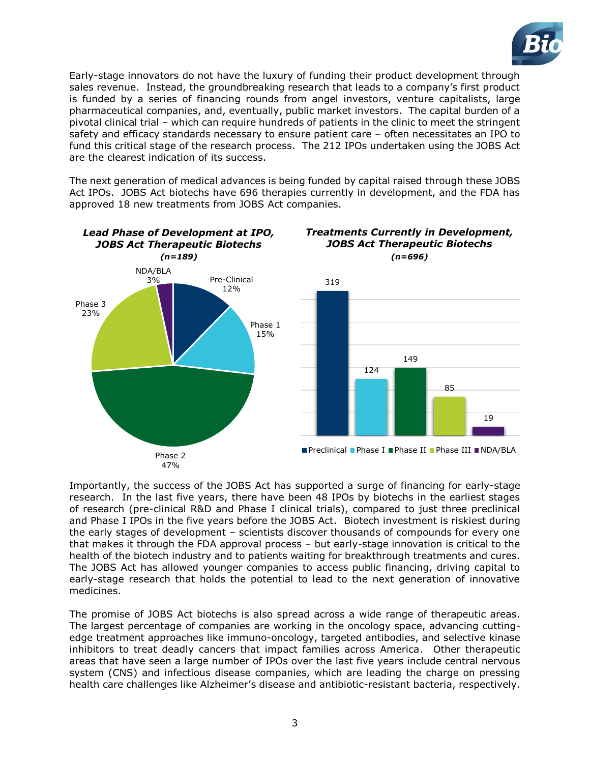Early-stage innovators do not have the luxury of funding their product development through sales revenue. Instead, the groundbreaking research that leads to a company's first product is funded by a series of financing rounds from angel investors, venture capitalists, large pharmaceutical companies, and, eventually, public market investors. The capital burden of a pivotal clinical trial – which can require hundreds of patients in the clinic to meet the stringent safety and efficacy standards necessary to ensure patient care – often necessitates an IPO to fund this critical stage of the research process. The 212 IPOs undertaken using the JOBS Act are the clearest indication of its success.

The next generation of medical advances is being funded by capital raised through these JOBS Act IPOs. JOBS Act biotechs have 696 therapies currently in development, and the FDA has approved 18 new treatments from JOBS Act companies.

***Lead Phase of Development at IPO, JOBS Act Therapeutic Biotechs***
***(n=189)***

| Phase | Share |
|---|---|
| Pre-Clinical | 12% |
| Phase 1 | 15% |
| Phase 2 | 47% |
| Phase 3 | 23% |
| NDA/BLA | 3% |

***Treatments Currently in Development, JOBS Act Therapeutic Biotechs***
***(n=696)***

| Phase | Treatments |
|---|---|
| Preclinical | 319 |
| Phase I | 124 |
| Phase II | 149 |
| Phase III | 85 |
| NDA/BLA | 19 |

Importantly, the success of the JOBS Act has supported a surge of financing for early-stage research. In the last five years, there have been 48 IPOs by biotechs in the earliest stages of research (pre-clinical R&D and Phase I clinical trials), compared to just three preclinical and Phase I IPOs in the five years before the JOBS Act. Biotech investment is riskiest during the early stages of development – scientists discover thousands of compounds for every one that makes it through the FDA approval process – but early-stage innovation is critical to the health of the biotech industry and to patients waiting for breakthrough treatments and cures. The JOBS Act has allowed younger companies to access public financing, driving capital to early-stage research that holds the potential to lead to the next generation of innovative medicines.

The promise of JOBS Act biotechs is also spread across a wide range of therapeutic areas. The largest percentage of companies are working in the oncology space, advancing cutting-edge treatment approaches like immuno-oncology, targeted antibodies, and selective kinase inhibitors to treat deadly cancers that impact families across America. Other therapeutic areas that have seen a large number of IPOs over the last five years include central nervous system (CNS) and infectious disease companies, which are leading the charge on pressing health care challenges like Alzheimer's disease and antibiotic-resistant bacteria, respectively.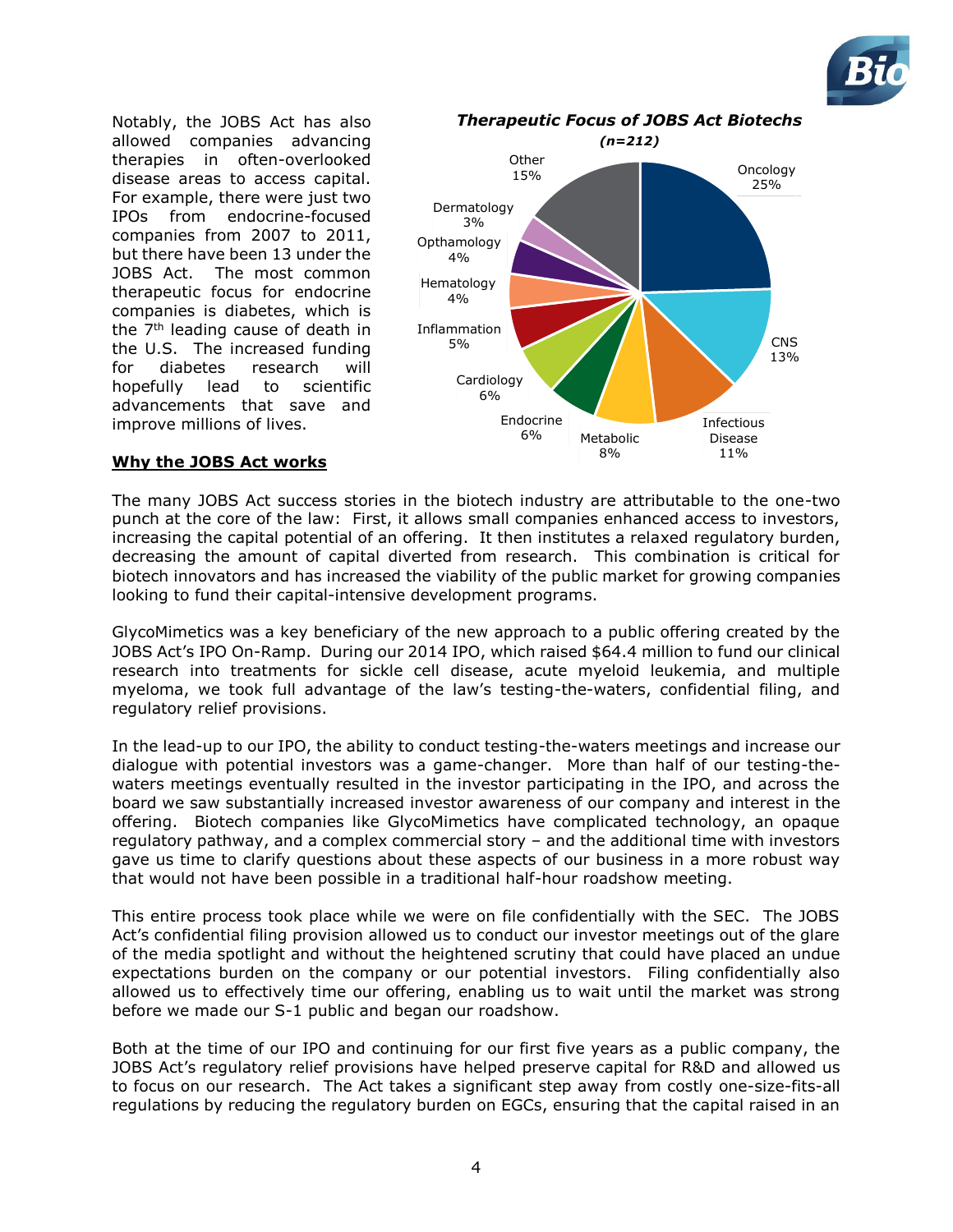Notably, the JOBS Act has also allowed companies advancing therapies in often-overlooked disease areas to access capital. For example, there were just two IPOs from endocrine-focused companies from 2007 to 2011, but there have been 13 under the JOBS Act. The most common therapeutic focus for endocrine companies is diabetes, which is the 7th leading cause of death in the U.S. The increased funding for diabetes research will hopefully lead to scientific advancements that save and improve millions of lives.

***Therapeutic Focus of JOBS Act Biotechs***
***(n=212)***

| Therapeutic Focus | Share |
|---|---|
| Oncology | 25% |
| CNS | 13% |
| Infectious Disease | 11% |
| Metabolic | 8% |
| Endocrine | 6% |
| Cardiology | 6% |
| Inflammation | 5% |
| Hematology | 4% |
| Opthamology | 4% |
| Dermatology | 3% |
| Other | 15% |

**Why the JOBS Act works**

The many JOBS Act success stories in the biotech industry are attributable to the one-two punch at the core of the law: First, it allows small companies enhanced access to investors, increasing the capital potential of an offering. It then institutes a relaxed regulatory burden, decreasing the amount of capital diverted from research. This combination is critical for biotech innovators and has increased the viability of the public market for growing companies looking to fund their capital-intensive development programs.

GlycoMimetics was a key beneficiary of the new approach to a public offering created by the JOBS Act's IPO On-Ramp. During our 2014 IPO, which raised $64.4 million to fund our clinical research into treatments for sickle cell disease, acute myeloid leukemia, and multiple myeloma, we took full advantage of the law's testing-the-waters, confidential filing, and regulatory relief provisions.

In the lead-up to our IPO, the ability to conduct testing-the-waters meetings and increase our dialogue with potential investors was a game-changer. More than half of our testing-the-waters meetings eventually resulted in the investor participating in the IPO, and across the board we saw substantially increased investor awareness of our company and interest in the offering. Biotech companies like GlycoMimetics have complicated technology, an opaque regulatory pathway, and a complex commercial story – and the additional time with investors gave us time to clarify questions about these aspects of our business in a more robust way that would not have been possible in a traditional half-hour roadshow meeting.

This entire process took place while we were on file confidentially with the SEC. The JOBS Act's confidential filing provision allowed us to conduct our investor meetings out of the glare of the media spotlight and without the heightened scrutiny that could have placed an undue expectations burden on the company or our potential investors. Filing confidentially also allowed us to effectively time our offering, enabling us to wait until the market was strong before we made our S-1 public and began our roadshow.

Both at the time of our IPO and continuing for our first five years as a public company, the JOBS Act's regulatory relief provisions have helped preserve capital for R&D and allowed us to focus on our research. The Act takes a significant step away from costly one-size-fits-all regulations by reducing the regulatory burden on EGCs, ensuring that the capital raised in an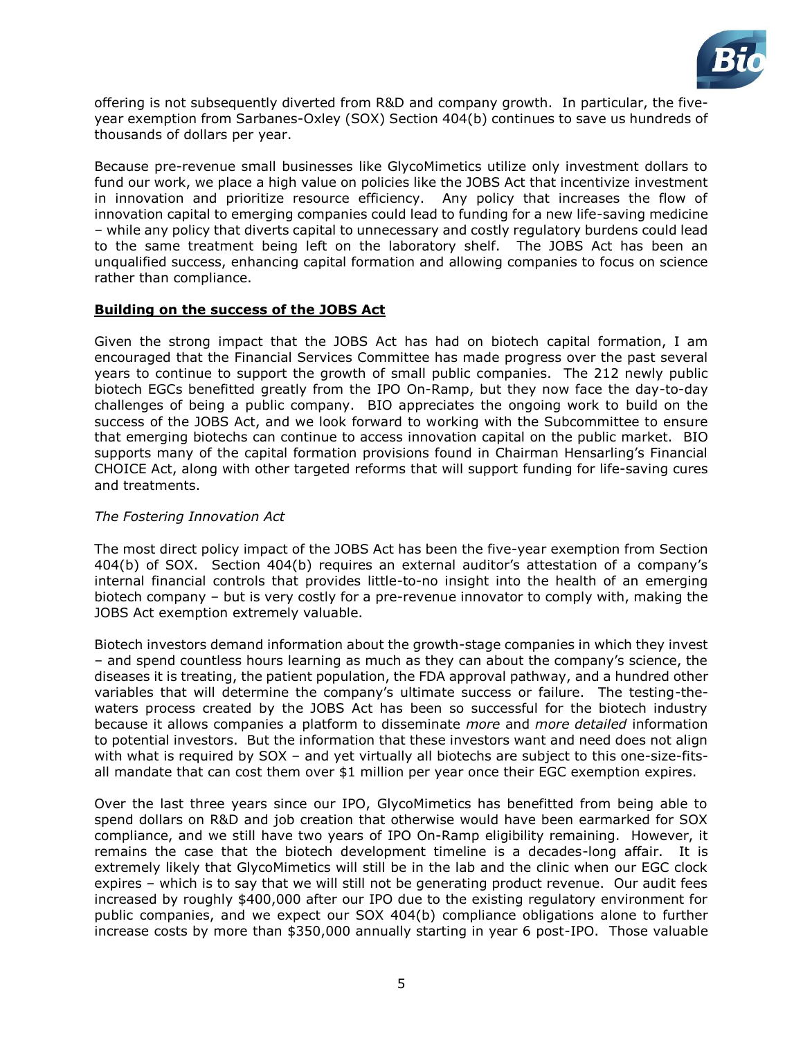offering is not subsequently diverted from R&D and company growth. In particular, the five-year exemption from Sarbanes-Oxley (SOX) Section 404(b) continues to save us hundreds of thousands of dollars per year.

Because pre-revenue small businesses like GlycoMimetics utilize only investment dollars to fund our work, we place a high value on policies like the JOBS Act that incentivize investment in innovation and prioritize resource efficiency. Any policy that increases the flow of innovation capital to emerging companies could lead to funding for a new life-saving medicine – while any policy that diverts capital to unnecessary and costly regulatory burdens could lead to the same treatment being left on the laboratory shelf. The JOBS Act has been an unqualified success, enhancing capital formation and allowing companies to focus on science rather than compliance.

## Building on the success of the JOBS Act

Given the strong impact that the JOBS Act has had on biotech capital formation, I am encouraged that the Financial Services Committee has made progress over the past several years to continue to support the growth of small public companies. The 212 newly public biotech EGCs benefitted greatly from the IPO On-Ramp, but they now face the day-to-day challenges of being a public company. BIO appreciates the ongoing work to build on the success of the JOBS Act, and we look forward to working with the Subcommittee to ensure that emerging biotechs can continue to access innovation capital on the public market. BIO supports many of the capital formation provisions found in Chairman Hensarling's Financial CHOICE Act, along with other targeted reforms that will support funding for life-saving cures and treatments.

### *The Fostering Innovation Act*

The most direct policy impact of the JOBS Act has been the five-year exemption from Section 404(b) of SOX. Section 404(b) requires an external auditor's attestation of a company's internal financial controls that provides little-to-no insight into the health of an emerging biotech company – but is very costly for a pre-revenue innovator to comply with, making the JOBS Act exemption extremely valuable.

Biotech investors demand information about the growth-stage companies in which they invest – and spend countless hours learning as much as they can about the company's science, the diseases it is treating, the patient population, the FDA approval pathway, and a hundred other variables that will determine the company's ultimate success or failure. The testing-the-waters process created by the JOBS Act has been so successful for the biotech industry because it allows companies a platform to disseminate *more* and *more detailed* information to potential investors. But the information that these investors want and need does not align with what is required by SOX – and yet virtually all biotechs are subject to this one-size-fits-all mandate that can cost them over $1 million per year once their EGC exemption expires.

Over the last three years since our IPO, GlycoMimetics has benefitted from being able to spend dollars on R&D and job creation that otherwise would have been earmarked for SOX compliance, and we still have two years of IPO On-Ramp eligibility remaining. However, it remains the case that the biotech development timeline is a decades-long affair. It is extremely likely that GlycoMimetics will still be in the lab and the clinic when our EGC clock expires – which is to say that we will still not be generating product revenue. Our audit fees increased by roughly $400,000 after our IPO due to the existing regulatory environment for public companies, and we expect our SOX 404(b) compliance obligations alone to further increase costs by more than $350,000 annually starting in year 6 post-IPO. Those valuable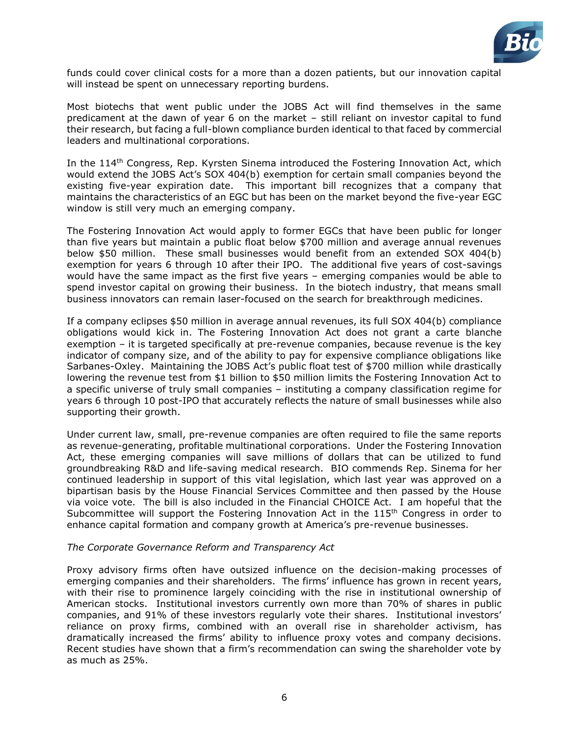funds could cover clinical costs for a more than a dozen patients, but our innovation capital will instead be spent on unnecessary reporting burdens.

Most biotechs that went public under the JOBS Act will find themselves in the same predicament at the dawn of year 6 on the market – still reliant on investor capital to fund their research, but facing a full-blown compliance burden identical to that faced by commercial leaders and multinational corporations.

In the 114th Congress, Rep. Kyrsten Sinema introduced the Fostering Innovation Act, which would extend the JOBS Act's SOX 404(b) exemption for certain small companies beyond the existing five-year expiration date. This important bill recognizes that a company that maintains the characteristics of an EGC but has been on the market beyond the five-year EGC window is still very much an emerging company.

The Fostering Innovation Act would apply to former EGCs that have been public for longer than five years but maintain a public float below $700 million and average annual revenues below $50 million. These small businesses would benefit from an extended SOX 404(b) exemption for years 6 through 10 after their IPO. The additional five years of cost-savings would have the same impact as the first five years – emerging companies would be able to spend investor capital on growing their business. In the biotech industry, that means small business innovators can remain laser-focused on the search for breakthrough medicines.

If a company eclipses $50 million in average annual revenues, its full SOX 404(b) compliance obligations would kick in. The Fostering Innovation Act does not grant a carte blanche exemption – it is targeted specifically at pre-revenue companies, because revenue is the key indicator of company size, and of the ability to pay for expensive compliance obligations like Sarbanes-Oxley. Maintaining the JOBS Act's public float test of $700 million while drastically lowering the revenue test from $1 billion to $50 million limits the Fostering Innovation Act to a specific universe of truly small companies – instituting a company classification regime for years 6 through 10 post-IPO that accurately reflects the nature of small businesses while also supporting their growth.

Under current law, small, pre-revenue companies are often required to file the same reports as revenue-generating, profitable multinational corporations. Under the Fostering Innovation Act, these emerging companies will save millions of dollars that can be utilized to fund groundbreaking R&D and life-saving medical research. BIO commends Rep. Sinema for her continued leadership in support of this vital legislation, which last year was approved on a bipartisan basis by the House Financial Services Committee and then passed by the House via voice vote. The bill is also included in the Financial CHOICE Act. I am hopeful that the Subcommittee will support the Fostering Innovation Act in the 115th Congress in order to enhance capital formation and company growth at America's pre-revenue businesses.

*The Corporate Governance Reform and Transparency Act*

Proxy advisory firms often have outsized influence on the decision-making processes of emerging companies and their shareholders. The firms' influence has grown in recent years, with their rise to prominence largely coinciding with the rise in institutional ownership of American stocks. Institutional investors currently own more than 70% of shares in public companies, and 91% of these investors regularly vote their shares. Institutional investors' reliance on proxy firms, combined with an overall rise in shareholder activism, has dramatically increased the firms' ability to influence proxy votes and company decisions. Recent studies have shown that a firm's recommendation can swing the shareholder vote by as much as 25%.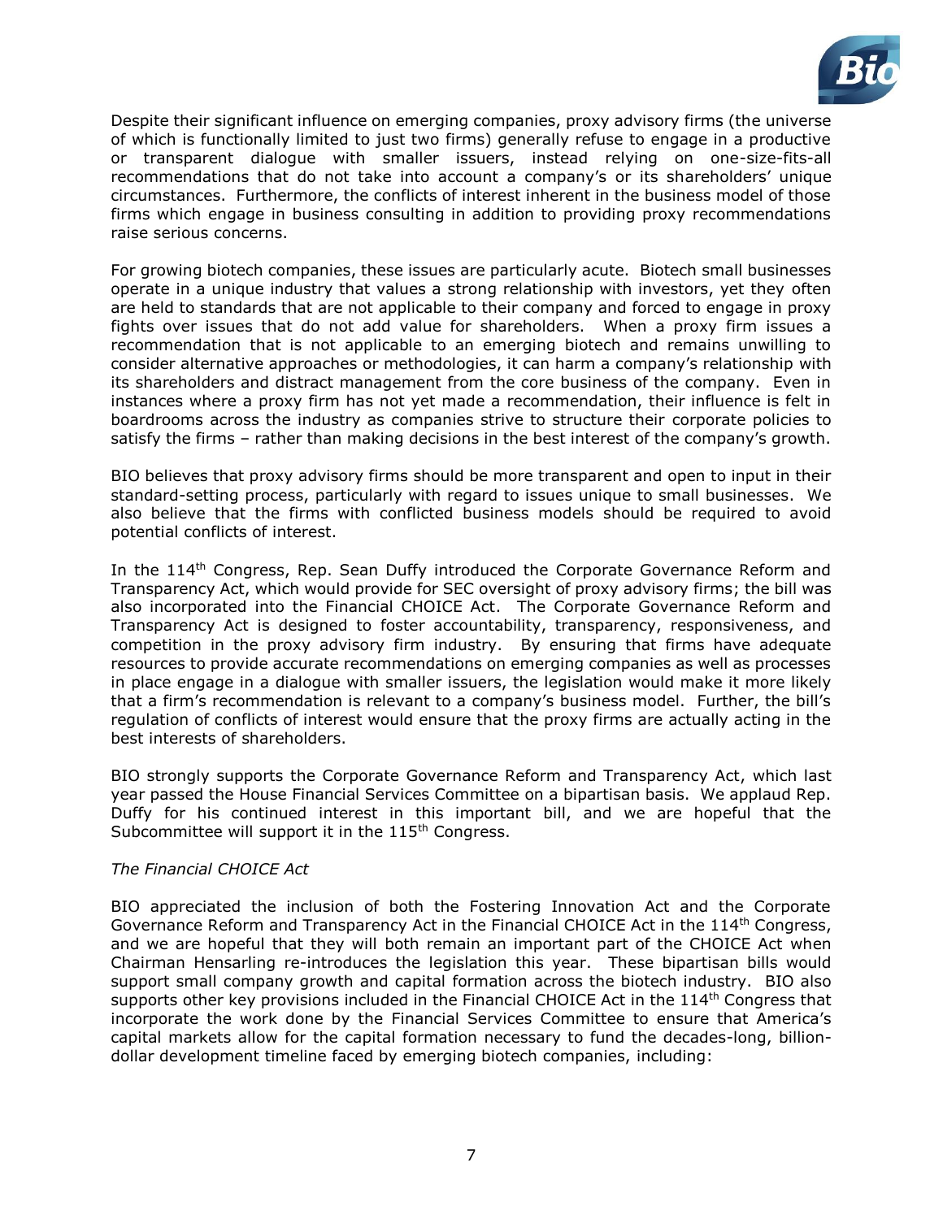Despite their significant influence on emerging companies, proxy advisory firms (the universe of which is functionally limited to just two firms) generally refuse to engage in a productive or transparent dialogue with smaller issuers, instead relying on one-size-fits-all recommendations that do not take into account a company's or its shareholders' unique circumstances. Furthermore, the conflicts of interest inherent in the business model of those firms which engage in business consulting in addition to providing proxy recommendations raise serious concerns.

For growing biotech companies, these issues are particularly acute. Biotech small businesses operate in a unique industry that values a strong relationship with investors, yet they often are held to standards that are not applicable to their company and forced to engage in proxy fights over issues that do not add value for shareholders. When a proxy firm issues a recommendation that is not applicable to an emerging biotech and remains unwilling to consider alternative approaches or methodologies, it can harm a company's relationship with its shareholders and distract management from the core business of the company. Even in instances where a proxy firm has not yet made a recommendation, their influence is felt in boardrooms across the industry as companies strive to structure their corporate policies to satisfy the firms – rather than making decisions in the best interest of the company's growth.

BIO believes that proxy advisory firms should be more transparent and open to input in their standard-setting process, particularly with regard to issues unique to small businesses. We also believe that the firms with conflicted business models should be required to avoid potential conflicts of interest.

In the 114th Congress, Rep. Sean Duffy introduced the Corporate Governance Reform and Transparency Act, which would provide for SEC oversight of proxy advisory firms; the bill was also incorporated into the Financial CHOICE Act. The Corporate Governance Reform and Transparency Act is designed to foster accountability, transparency, responsiveness, and competition in the proxy advisory firm industry. By ensuring that firms have adequate resources to provide accurate recommendations on emerging companies as well as processes in place engage in a dialogue with smaller issuers, the legislation would make it more likely that a firm's recommendation is relevant to a company's business model. Further, the bill's regulation of conflicts of interest would ensure that the proxy firms are actually acting in the best interests of shareholders.

BIO strongly supports the Corporate Governance Reform and Transparency Act, which last year passed the House Financial Services Committee on a bipartisan basis. We applaud Rep. Duffy for his continued interest in this important bill, and we are hopeful that the Subcommittee will support it in the 115th Congress.

*The Financial CHOICE Act*

BIO appreciated the inclusion of both the Fostering Innovation Act and the Corporate Governance Reform and Transparency Act in the Financial CHOICE Act in the 114th Congress, and we are hopeful that they will both remain an important part of the CHOICE Act when Chairman Hensarling re-introduces the legislation this year. These bipartisan bills would support small company growth and capital formation across the biotech industry. BIO also supports other key provisions included in the Financial CHOICE Act in the 114th Congress that incorporate the work done by the Financial Services Committee to ensure that America's capital markets allow for the capital formation necessary to fund the decades-long, billion-dollar development timeline faced by emerging biotech companies, including: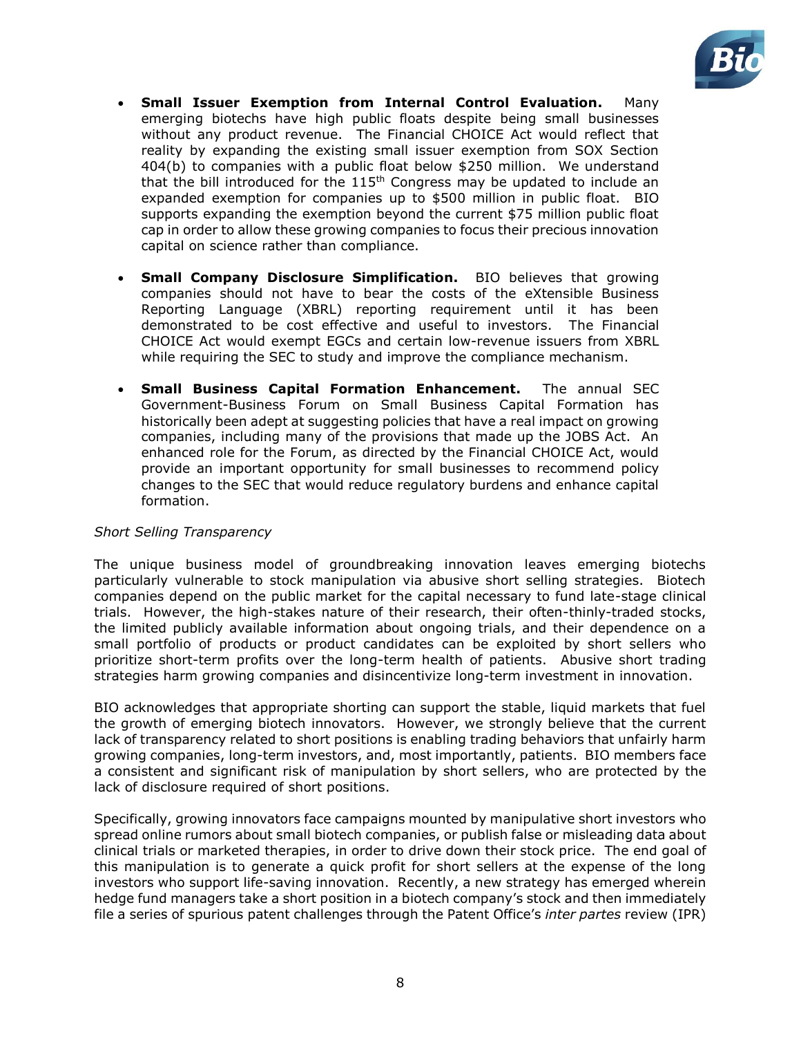- **Small Issuer Exemption from Internal Control Evaluation.** Many emerging biotechs have high public floats despite being small businesses without any product revenue. The Financial CHOICE Act would reflect that reality by expanding the existing small issuer exemption from SOX Section 404(b) to companies with a public float below $250 million. We understand that the bill introduced for the 115th Congress may be updated to include an expanded exemption for companies up to $500 million in public float. BIO supports expanding the exemption beyond the current $75 million public float cap in order to allow these growing companies to focus their precious innovation capital on science rather than compliance.

- **Small Company Disclosure Simplification.** BIO believes that growing companies should not have to bear the costs of the eXtensible Business Reporting Language (XBRL) reporting requirement until it has been demonstrated to be cost effective and useful to investors. The Financial CHOICE Act would exempt EGCs and certain low-revenue issuers from XBRL while requiring the SEC to study and improve the compliance mechanism.

- **Small Business Capital Formation Enhancement.** The annual SEC Government-Business Forum on Small Business Capital Formation has historically been adept at suggesting policies that have a real impact on growing companies, including many of the provisions that made up the JOBS Act. An enhanced role for the Forum, as directed by the Financial CHOICE Act, would provide an important opportunity for small businesses to recommend policy changes to the SEC that would reduce regulatory burdens and enhance capital formation.

*Short Selling Transparency*

The unique business model of groundbreaking innovation leaves emerging biotechs particularly vulnerable to stock manipulation via abusive short selling strategies. Biotech companies depend on the public market for the capital necessary to fund late-stage clinical trials. However, the high-stakes nature of their research, their often-thinly-traded stocks, the limited publicly available information about ongoing trials, and their dependence on a small portfolio of products or product candidates can be exploited by short sellers who prioritize short-term profits over the long-term health of patients. Abusive short trading strategies harm growing companies and disincentivize long-term investment in innovation.

BIO acknowledges that appropriate shorting can support the stable, liquid markets that fuel the growth of emerging biotech innovators. However, we strongly believe that the current lack of transparency related to short positions is enabling trading behaviors that unfairly harm growing companies, long-term investors, and, most importantly, patients. BIO members face a consistent and significant risk of manipulation by short sellers, who are protected by the lack of disclosure required of short positions.

Specifically, growing innovators face campaigns mounted by manipulative short investors who spread online rumors about small biotech companies, or publish false or misleading data about clinical trials or marketed therapies, in order to drive down their stock price. The end goal of this manipulation is to generate a quick profit for short sellers at the expense of the long investors who support life-saving innovation. Recently, a new strategy has emerged wherein hedge fund managers take a short position in a biotech company's stock and then immediately file a series of spurious patent challenges through the Patent Office's *inter partes* review (IPR)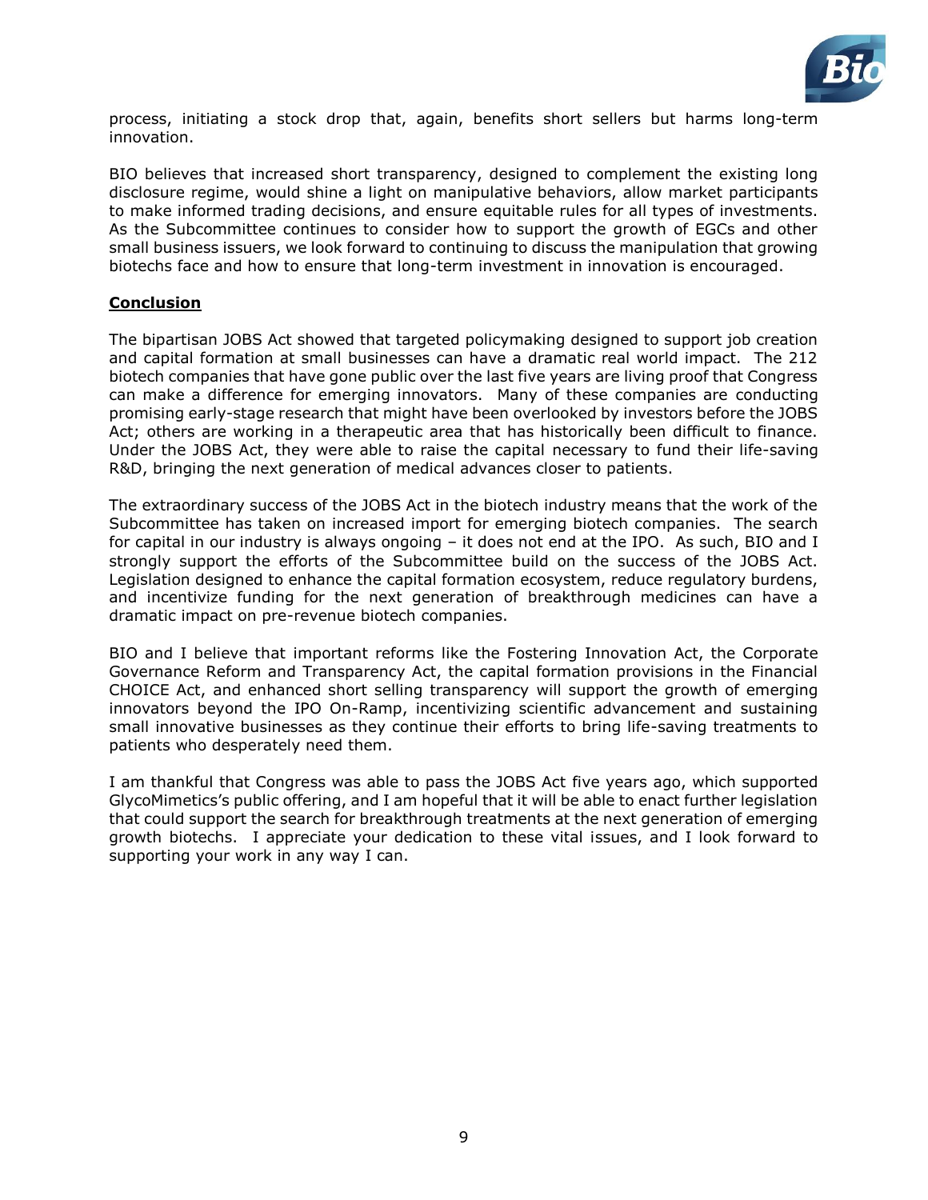process, initiating a stock drop that, again, benefits short sellers but harms long-term innovation.

BIO believes that increased short transparency, designed to complement the existing long disclosure regime, would shine a light on manipulative behaviors, allow market participants to make informed trading decisions, and ensure equitable rules for all types of investments. As the Subcommittee continues to consider how to support the growth of EGCs and other small business issuers, we look forward to continuing to discuss the manipulation that growing biotechs face and how to ensure that long-term investment in innovation is encouraged.

**Conclusion**

The bipartisan JOBS Act showed that targeted policymaking designed to support job creation and capital formation at small businesses can have a dramatic real world impact. The 212 biotech companies that have gone public over the last five years are living proof that Congress can make a difference for emerging innovators. Many of these companies are conducting promising early-stage research that might have been overlooked by investors before the JOBS Act; others are working in a therapeutic area that has historically been difficult to finance. Under the JOBS Act, they were able to raise the capital necessary to fund their life-saving R&D, bringing the next generation of medical advances closer to patients.

The extraordinary success of the JOBS Act in the biotech industry means that the work of the Subcommittee has taken on increased import for emerging biotech companies. The search for capital in our industry is always ongoing – it does not end at the IPO. As such, BIO and I strongly support the efforts of the Subcommittee build on the success of the JOBS Act. Legislation designed to enhance the capital formation ecosystem, reduce regulatory burdens, and incentivize funding for the next generation of breakthrough medicines can have a dramatic impact on pre-revenue biotech companies.

BIO and I believe that important reforms like the Fostering Innovation Act, the Corporate Governance Reform and Transparency Act, the capital formation provisions in the Financial CHOICE Act, and enhanced short selling transparency will support the growth of emerging innovators beyond the IPO On-Ramp, incentivizing scientific advancement and sustaining small innovative businesses as they continue their efforts to bring life-saving treatments to patients who desperately need them.

I am thankful that Congress was able to pass the JOBS Act five years ago, which supported GlycoMimetics's public offering, and I am hopeful that it will be able to enact further legislation that could support the search for breakthrough treatments at the next generation of emerging growth biotechs. I appreciate your dedication to these vital issues, and I look forward to supporting your work in any way I can.